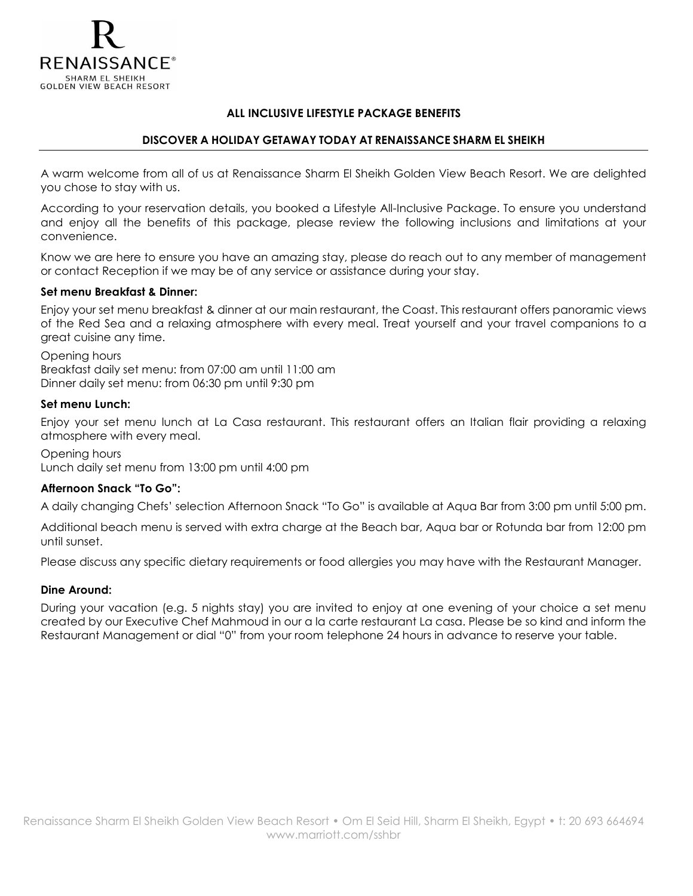RENAISSANCE®
SHARM EL SHEIKH
GOLDEN VIEW BEACH RESORT

## ALL INCLUSIVE LIFESTYLE PACKAGE BENEFITS

## DISCOVER A HOLIDAY GETAWAY TODAY AT RENAISSANCE SHARM EL SHEIKH

A warm welcome from all of us at Renaissance Sharm El Sheikh Golden View Beach Resort. We are delighted you chose to stay with us.

According to your reservation details, you booked a Lifestyle All-Inclusive Package. To ensure you understand and enjoy all the benefits of this package, please review the following inclusions and limitations at your convenience.

Know we are here to ensure you have an amazing stay, please do reach out to any member of management or contact Reception if we may be of any service or assistance during your stay.

**Set menu Breakfast & Dinner:**

Enjoy your set menu breakfast & dinner at our main restaurant, the Coast. This restaurant offers panoramic views of the Red Sea and a relaxing atmosphere with every meal. Treat yourself and your travel companions to a great cuisine any time.

Opening hours
Breakfast daily set menu: from 07:00 am until 11:00 am
Dinner daily set menu: from 06:30 pm until 9:30 pm

**Set menu Lunch:**

Enjoy your set menu lunch at La Casa restaurant. This restaurant offers an Italian flair providing a relaxing atmosphere with every meal.

Opening hours
Lunch daily set menu from 13:00 pm until 4:00 pm

**Afternoon Snack "To Go":**

A daily changing Chefs' selection Afternoon Snack "To Go" is available at Aqua Bar from 3:00 pm until 5:00 pm.

Additional beach menu is served with extra charge at the Beach bar, Aqua bar or Rotunda bar from 12:00 pm until sunset.

Please discuss any specific dietary requirements or food allergies you may have with the Restaurant Manager.

**Dine Around:**

During your vacation (e.g. 5 nights stay) you are invited to enjoy at one evening of your choice a set menu created by our Executive Chef Mahmoud in our a la carte restaurant La casa. Please be so kind and inform the Restaurant Management or dial "0" from your room telephone 24 hours in advance to reserve your table.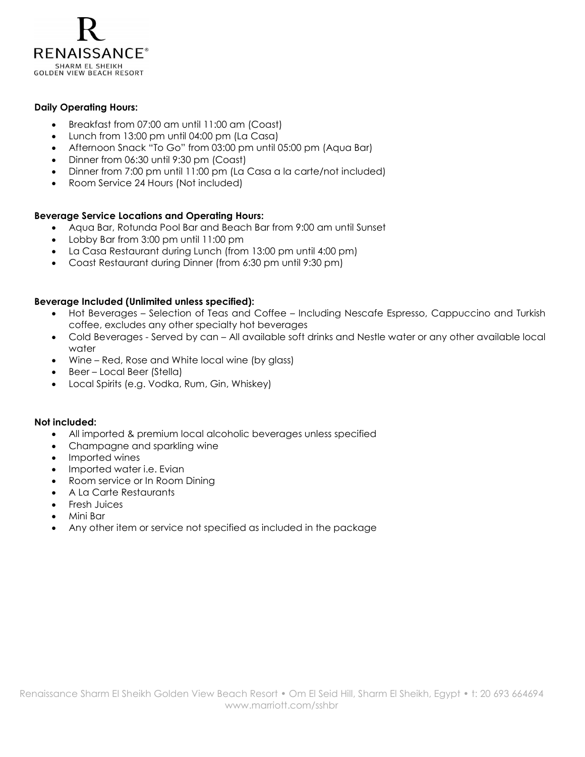**Daily Operating Hours:**

- Breakfast from 07:00 am until 11:00 am (Coast)
- Lunch from 13:00 pm until 04:00 pm (La Casa)
- Afternoon Snack "To Go" from 03:00 pm until 05:00 pm (Aqua Bar)
- Dinner from 06:30 until 9:30 pm (Coast)
- Dinner from 7:00 pm until 11:00 pm (La Casa a la carte/not included)
- Room Service 24 Hours (Not included)

**Beverage Service Locations and Operating Hours:**

- Aqua Bar, Rotunda Pool Bar and Beach Bar from 9:00 am until Sunset
- Lobby Bar from 3:00 pm until 11:00 pm
- La Casa Restaurant during Lunch (from 13:00 pm until 4:00 pm)
- Coast Restaurant during Dinner (from 6:30 pm until 9:30 pm)

**Beverage Included (Unlimited unless specified):**

- Hot Beverages – Selection of Teas and Coffee – Including Nescafe Espresso, Cappuccino and Turkish coffee, excludes any other specialty hot beverages
- Cold Beverages - Served by can – All available soft drinks and Nestle water or any other available local water
- Wine – Red, Rose and White local wine (by glass)
- Beer – Local Beer (Stella)
- Local Spirits (e.g. Vodka, Rum, Gin, Whiskey)

**Not included:**

- All imported & premium local alcoholic beverages unless specified
- Champagne and sparkling wine
- Imported wines
- Imported water i.e. Evian
- Room service or In Room Dining
- A La Carte Restaurants
- Fresh Juices
- Mini Bar
- Any other item or service not specified as included in the package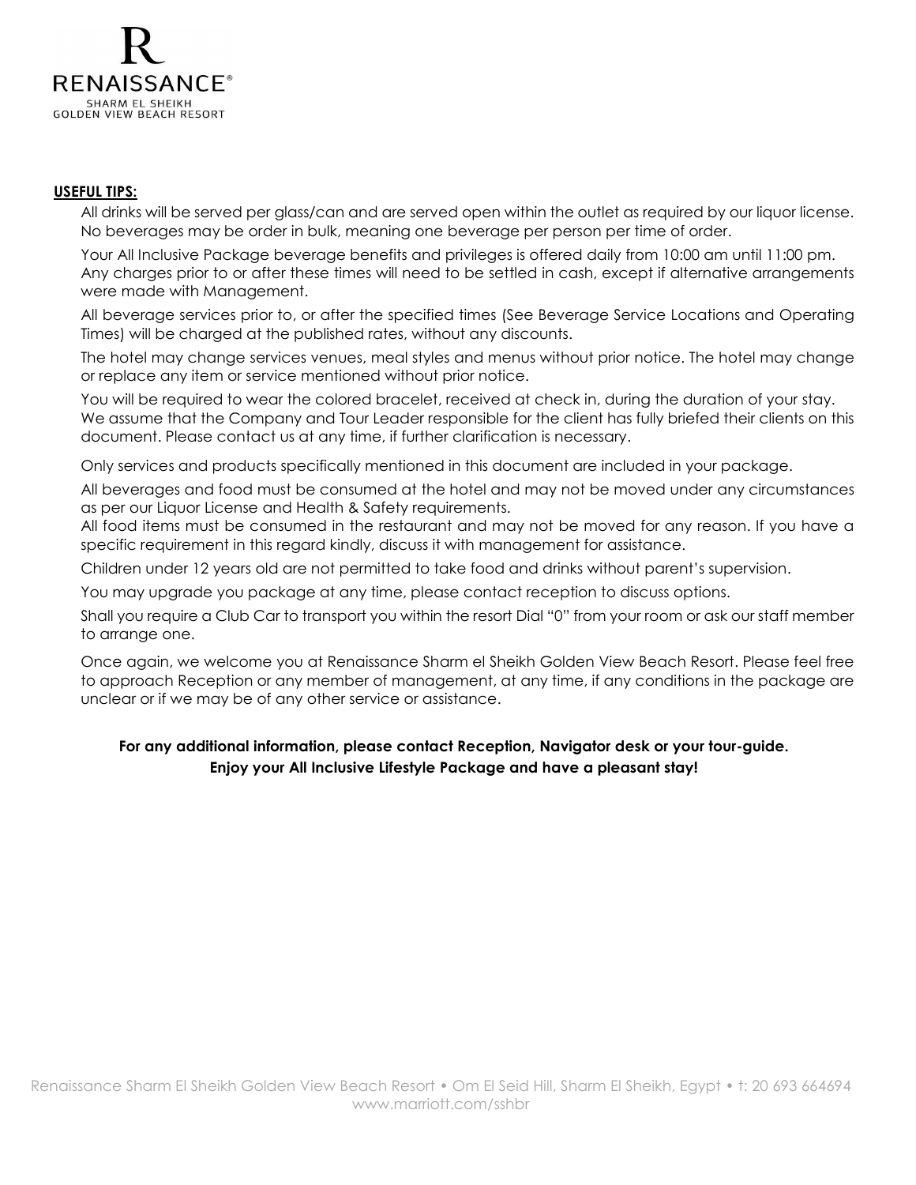**USEFUL TIPS:**

All drinks will be served per glass/can and are served open within the outlet as required by our liquor license. No beverages may be order in bulk, meaning one beverage per person per time of order.

Your All Inclusive Package beverage benefits and privileges is offered daily from 10:00 am until 11:00 pm. Any charges prior to or after these times will need to be settled in cash, except if alternative arrangements were made with Management.

All beverage services prior to, or after the specified times (See Beverage Service Locations and Operating Times) will be charged at the published rates, without any discounts.

The hotel may change services venues, meal styles and menus without prior notice. The hotel may change or replace any item or service mentioned without prior notice.

You will be required to wear the colored bracelet, received at check in, during the duration of your stay. We assume that the Company and Tour Leader responsible for the client has fully briefed their clients on this document. Please contact us at any time, if further clarification is necessary.

Only services and products specifically mentioned in this document are included in your package.

All beverages and food must be consumed at the hotel and may not be moved under any circumstances as per our Liquor License and Health & Safety requirements.
All food items must be consumed in the restaurant and may not be moved for any reason. If you have a specific requirement in this regard kindly, discuss it with management for assistance.

Children under 12 years old are not permitted to take food and drinks without parent's supervision.

You may upgrade you package at any time, please contact reception to discuss options.

Shall you require a Club Car to transport you within the resort Dial "0" from your room or ask our staff member to arrange one.

Once again, we welcome you at Renaissance Sharm el Sheikh Golden View Beach Resort. Please feel free to approach Reception or any member of management, at any time, if any conditions in the package are unclear or if we may be of any other service or assistance.

**For any additional information, please contact Reception, Navigator desk or your tour-guide.**
**Enjoy your All Inclusive Lifestyle Package and have a pleasant stay!**